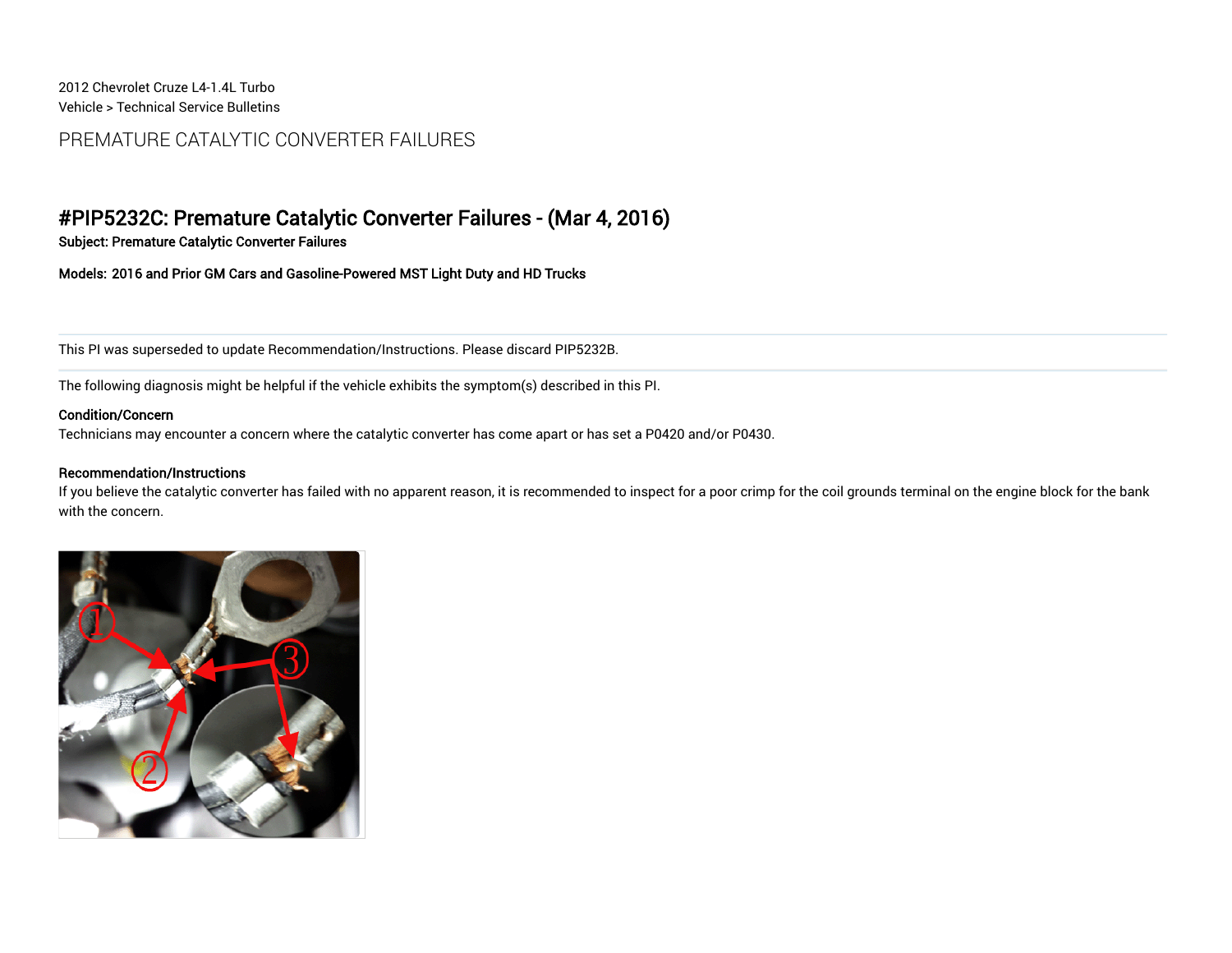2012 Chevrolet Cruze L4-1.4L Turbo
Vehicle > Technical Service Bulletins

# PREMATURE CATALYTIC CONVERTER FAILURES

## #PIP5232C: Premature Catalytic Converter Failures - (Mar 4, 2016)

**Subject: Premature Catalytic Converter Failures**

**Models: 2016 and Prior GM Cars and Gasoline-Powered MST Light Duty and HD Trucks**

---

This PI was superseded to update Recommendation/Instructions. Please discard PIP5232B.

---

The following diagnosis might be helpful if the vehicle exhibits the symptom(s) described in this PI.

**Condition/Concern**
Technicians may encounter a concern where the catalytic converter has come apart or has set a P0420 and/or P0430.

**Recommendation/Instructions**
If you believe the catalytic converter has failed with no apparent reason, it is recommended to inspect for a poor crimp for the coil grounds terminal on the engine block for the bank with the concern.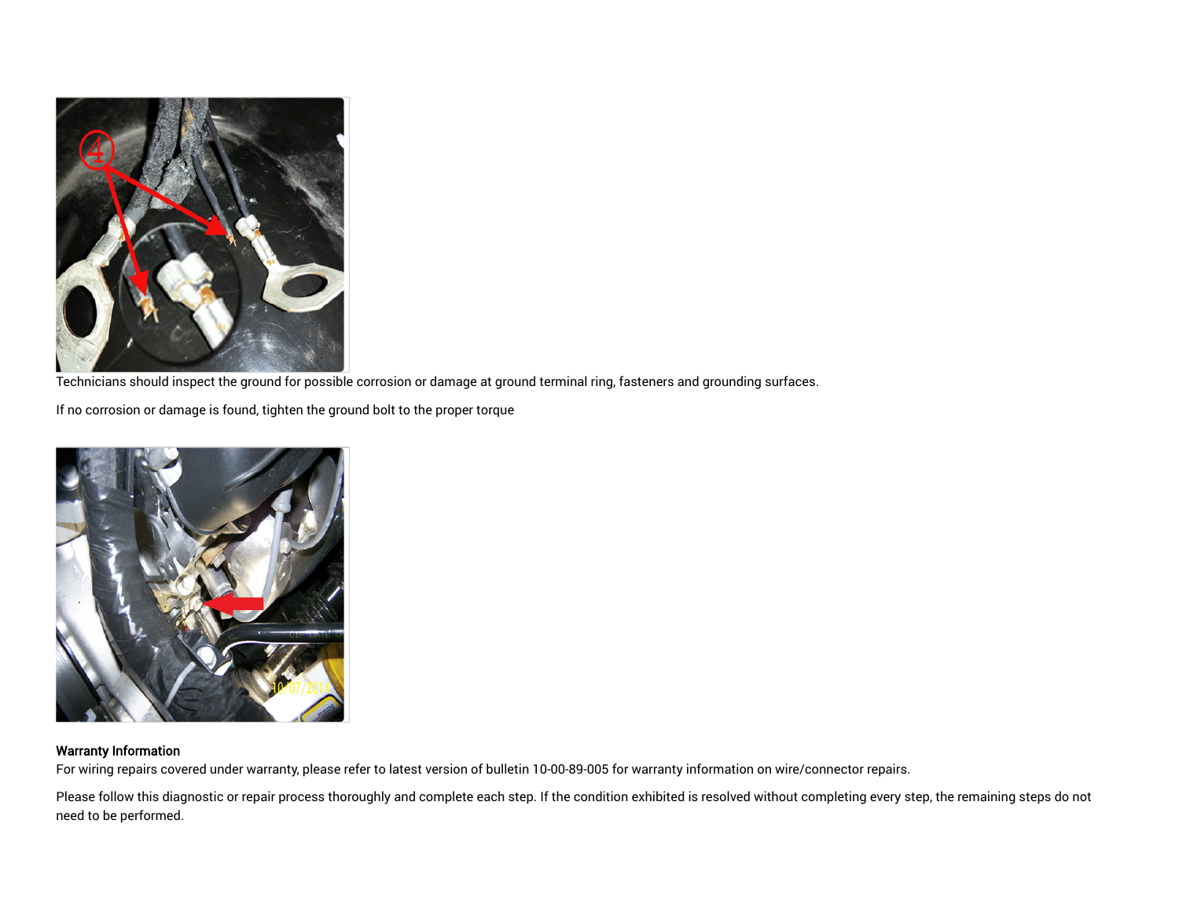Technicians should inspect the ground for possible corrosion or damage at ground terminal ring, fasteners and grounding surfaces.

If no corrosion or damage is found, tighten the ground bolt to the proper torque

**Warranty Information**

For wiring repairs covered under warranty, please refer to latest version of bulletin 10-00-89-005 for warranty information on wire/connector repairs.

Please follow this diagnostic or repair process thoroughly and complete each step. If the condition exhibited is resolved without completing every step, the remaining steps do not need to be performed.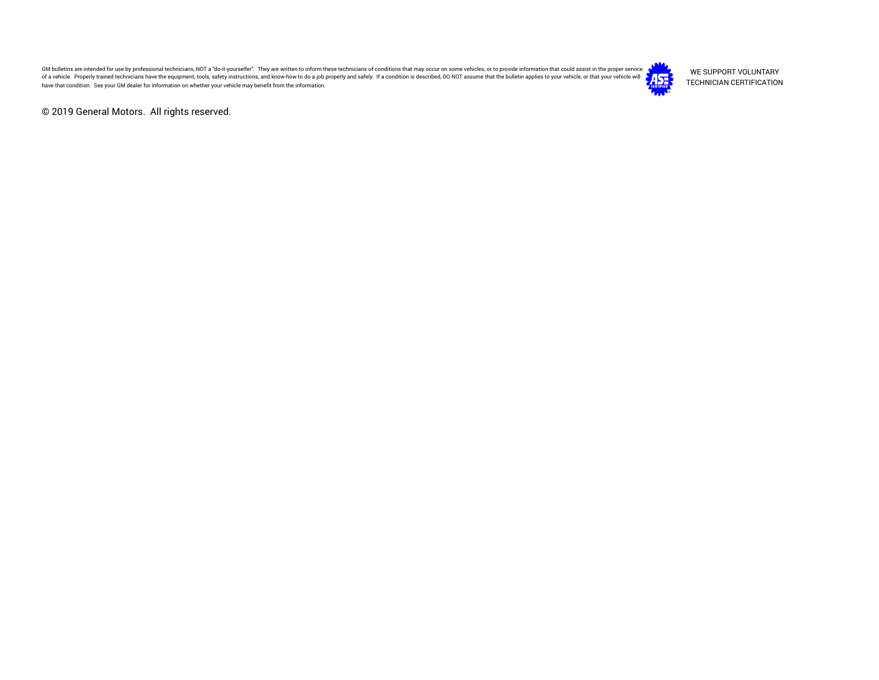GM bulletins are intended for use by professional technicians, NOT a "do-it-yourselfer". They are written to inform these technicians of conditions that may occur on some vehicles, or to provide information that could assist in the proper service of a vehicle. Properly trained technicians have the equipment, tools, safety instructions, and know-how to do a job properly and safely. If a condition is described, DO NOT assume that the bulletin applies to your vehicle, or that your vehicle will have that condition. See your GM dealer for information on whether your vehicle may benefit from the information.

WE SUPPORT VOLUNTARY TECHNICIAN CERTIFICATION

© 2019 General Motors. All rights reserved.